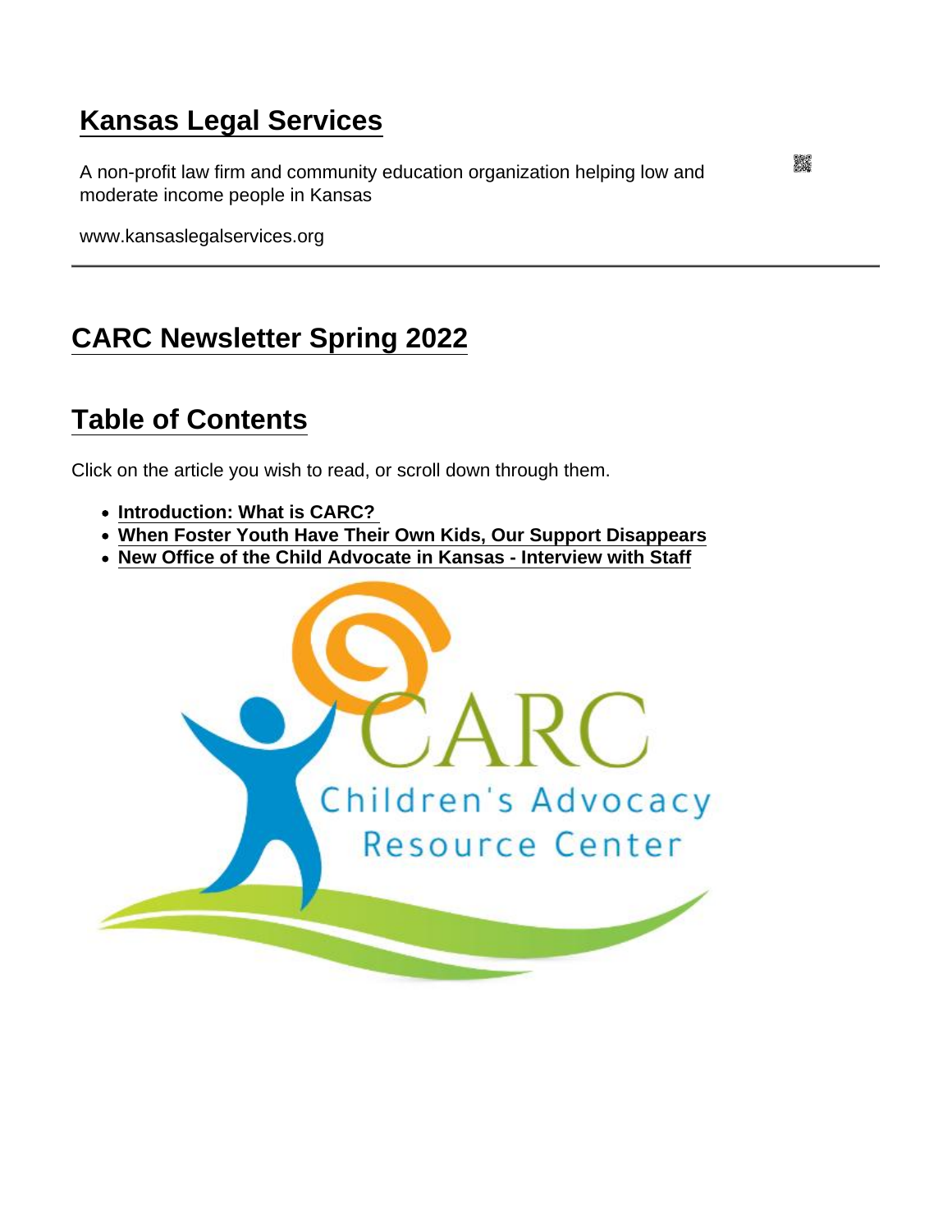# Kansas Legal Services

A non-profit law firm and community education organization helping low and moderate income people in Kansas

www.kansaslegalservices.org

## CARC Newsletter Spring 2022

## Table of Contents

Click on the article you wish to read, or scroll down through them.

- **Introduction: What is CARC?**
- **When Foster Youth Have Their Own Kids, Our Support Disappears**
- **New Office of the Child Advocate in Kansas - Interview with Staff**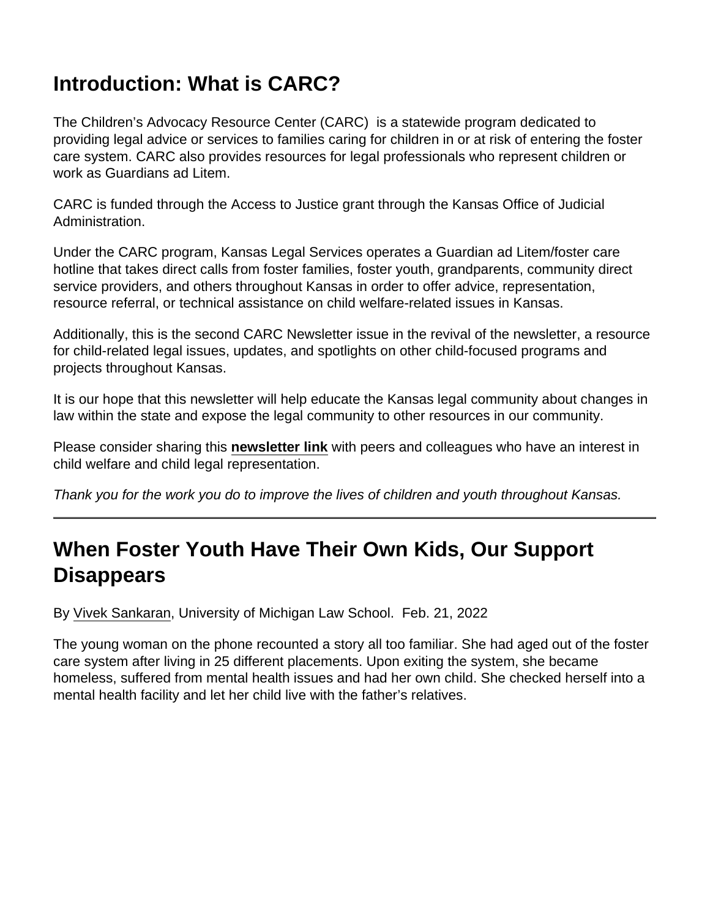## Introduction: What is CARC?

The Children's Advocacy Resource Center (CARC)  is a statewide program dedicated to providing legal advice or services to families caring for children in or at risk of entering the foster care system. CARC also provides resources for legal professionals who represent children or work as Guardians ad Litem.

CARC is funded through the Access to Justice grant through the Kansas Office of Judicial Administration.

Under the CARC program, Kansas Legal Services operates a Guardian ad Litem/foster care hotline that takes direct calls from foster families, foster youth, grandparents, community direct service providers, and others throughout Kansas in order to offer advice, representation, resource referral, or technical assistance on child welfare-related issues in Kansas.

Additionally, this is the second CARC Newsletter issue in the revival of the newsletter, a resource for child-related legal issues, updates, and spotlights on other child-focused programs and projects throughout Kansas.

It is our hope that this newsletter will help educate the Kansas legal community about changes in law within the state and expose the legal community to other resources in our community.

Please consider sharing this **newsletter link** with peers and colleagues who have an interest in child welfare and child legal representation.

*Thank you for the work you do to improve the lives of children and youth throughout Kansas.*

---

## When Foster Youth Have Their Own Kids, Our Support Disappears

By Vivek Sankaran, University of Michigan Law School.  Feb. 21, 2022

The young woman on the phone recounted a story all too familiar. She had aged out of the foster care system after living in 25 different placements. Upon exiting the system, she became homeless, suffered from mental health issues and had her own child. She checked herself into a mental health facility and let her child live with the father's relatives.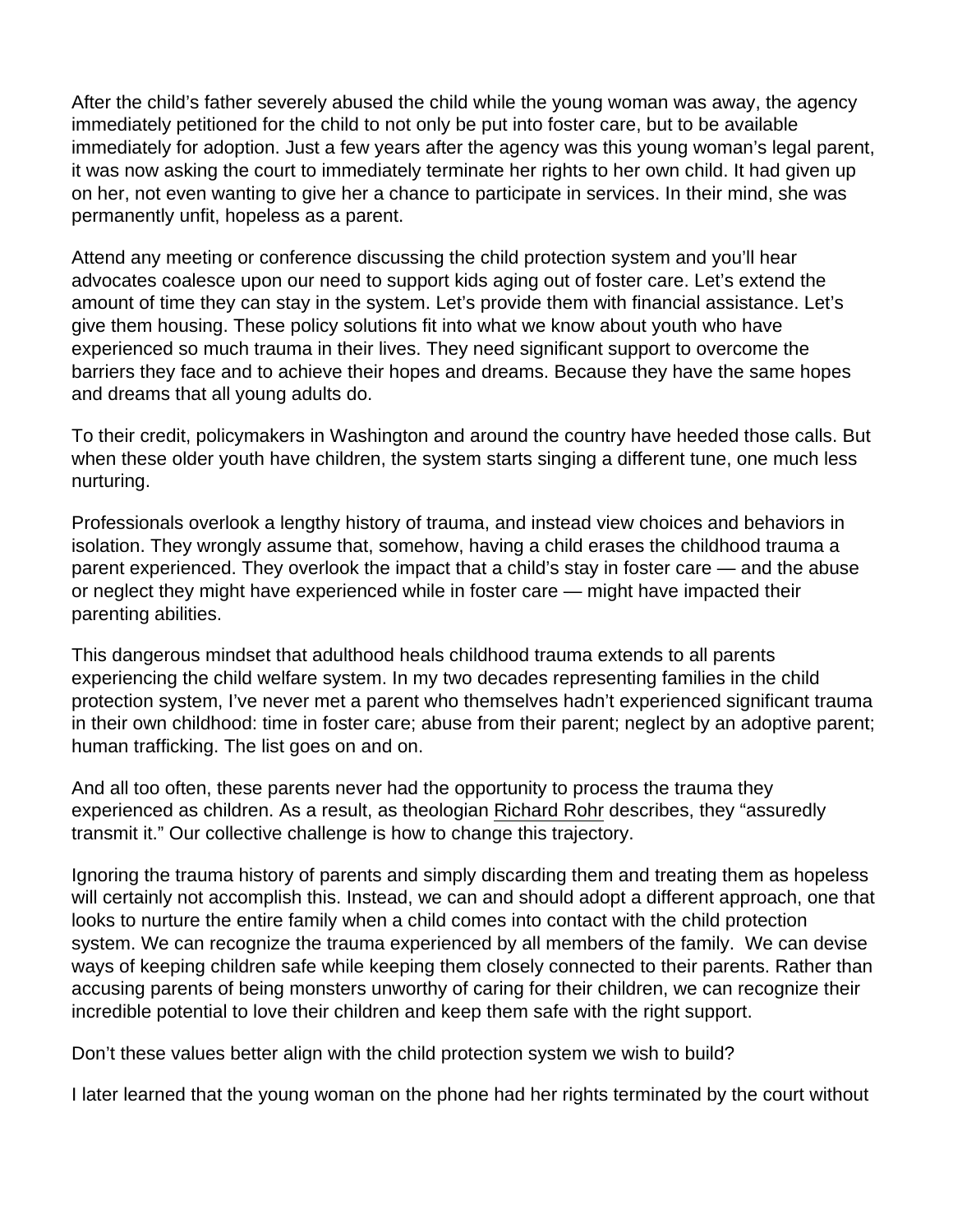After the child's father severely abused the child while the young woman was away, the agency immediately petitioned for the child to not only be put into foster care, but to be available immediately for adoption. Just a few years after the agency was this young woman's legal parent, it was now asking the court to immediately terminate her rights to her own child. It had given up on her, not even wanting to give her a chance to participate in services. In their mind, she was permanently unfit, hopeless as a parent.

Attend any meeting or conference discussing the child protection system and you'll hear advocates coalesce upon our need to support kids aging out of foster care. Let's extend the amount of time they can stay in the system. Let's provide them with financial assistance. Let's give them housing. These policy solutions fit into what we know about youth who have experienced so much trauma in their lives. They need significant support to overcome the barriers they face and to achieve their hopes and dreams. Because they have the same hopes and dreams that all young adults do.

To their credit, policymakers in Washington and around the country have heeded those calls. But when these older youth have children, the system starts singing a different tune, one much less nurturing.

Professionals overlook a lengthy history of trauma, and instead view choices and behaviors in isolation. They wrongly assume that, somehow, having a child erases the childhood trauma a parent experienced. They overlook the impact that a child's stay in foster care — and the abuse or neglect they might have experienced while in foster care — might have impacted their parenting abilities.

This dangerous mindset that adulthood heals childhood trauma extends to all parents experiencing the child welfare system. In my two decades representing families in the child protection system, I've never met a parent who themselves hadn't experienced significant trauma in their own childhood: time in foster care; abuse from their parent; neglect by an adoptive parent; human trafficking. The list goes on and on.

And all too often, these parents never had the opportunity to process the trauma they experienced as children. As a result, as theologian Richard Rohr describes, they "assuredly transmit it." Our collective challenge is how to change this trajectory.

Ignoring the trauma history of parents and simply discarding them and treating them as hopeless will certainly not accomplish this. Instead, we can and should adopt a different approach, one that looks to nurture the entire family when a child comes into contact with the child protection system. We can recognize the trauma experienced by all members of the family. We can devise ways of keeping children safe while keeping them closely connected to their parents. Rather than accusing parents of being monsters unworthy of caring for their children, we can recognize their incredible potential to love their children and keep them safe with the right support.

Don't these values better align with the child protection system we wish to build?

I later learned that the young woman on the phone had her rights terminated by the court without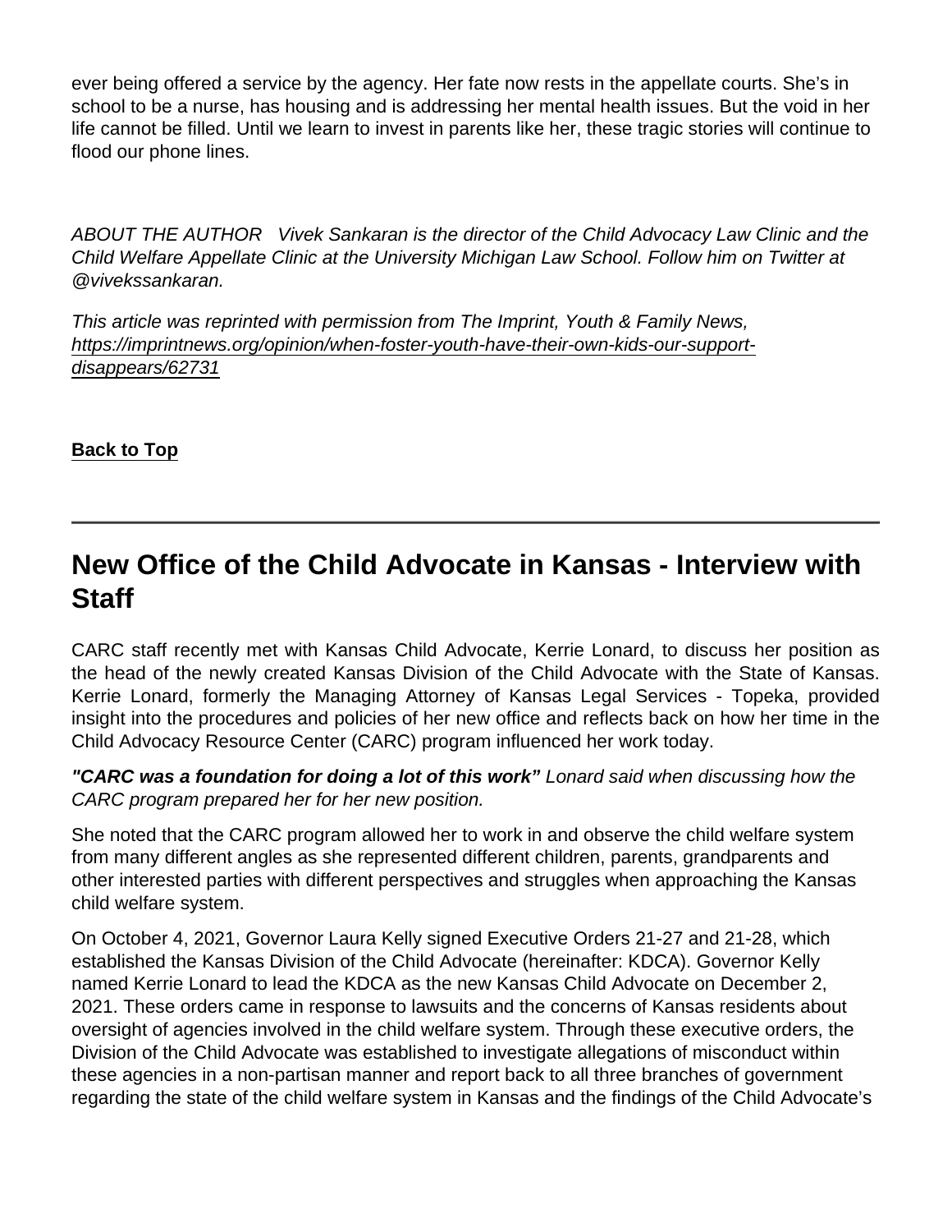ever being offered a service by the agency. Her fate now rests in the appellate courts. She's in school to be a nurse, has housing and is addressing her mental health issues. But the void in her life cannot be filled. Until we learn to invest in parents like her, these tragic stories will continue to flood our phone lines.

*ABOUT THE AUTHOR Vivek Sankaran is the director of the Child Advocacy Law Clinic and the Child Welfare Appellate Clinic at the University Michigan Law School. Follow him on Twitter at @vivekssankaran.*

*This article was reprinted with permission from The Imprint, Youth & Family News, [https://imprintnews.org/opinion/when-foster-youth-have-their-own-kids-our-support-disappears/62731](https://imprintnews.org/opinion/when-foster-youth-have-their-own-kids-our-support-disappears/62731)*

**Back to Top**

---

## New Office of the Child Advocate in Kansas - Interview with Staff

CARC staff recently met with Kansas Child Advocate, Kerrie Lonard, to discuss her position as the head of the newly created Kansas Division of the Child Advocate with the State of Kansas. Kerrie Lonard, formerly the Managing Attorney of Kansas Legal Services - Topeka, provided insight into the procedures and policies of her new office and reflects back on how her time in the Child Advocacy Resource Center (CARC) program influenced her work today.

***"CARC was a foundation for doing a lot of this work"*** *Lonard said when discussing how the CARC program prepared her for her new position.*

She noted that the CARC program allowed her to work in and observe the child welfare system from many different angles as she represented different children, parents, grandparents and other interested parties with different perspectives and struggles when approaching the Kansas child welfare system.

On October 4, 2021, Governor Laura Kelly signed Executive Orders 21-27 and 21-28, which established the Kansas Division of the Child Advocate (hereinafter: KDCA). Governor Kelly named Kerrie Lonard to lead the KDCA as the new Kansas Child Advocate on December 2, 2021. These orders came in response to lawsuits and the concerns of Kansas residents about oversight of agencies involved in the child welfare system. Through these executive orders, the Division of the Child Advocate was established to investigate allegations of misconduct within these agencies in a non-partisan manner and report back to all three branches of government regarding the state of the child welfare system in Kansas and the findings of the Child Advocate's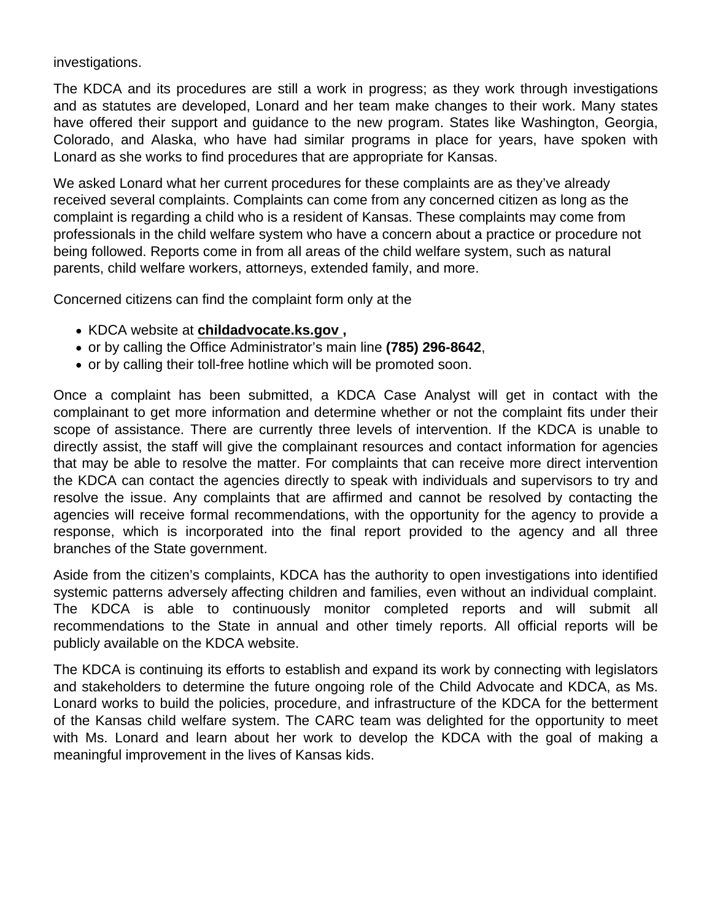investigations.

The KDCA and its procedures are still a work in progress; as they work through investigations and as statutes are developed, Lonard and her team make changes to their work. Many states have offered their support and guidance to the new program. States like Washington, Georgia, Colorado, and Alaska, who have had similar programs in place for years, have spoken with Lonard as she works to find procedures that are appropriate for Kansas.

We asked Lonard what her current procedures for these complaints are as they've already received several complaints. Complaints can come from any concerned citizen as long as the complaint is regarding a child who is a resident of Kansas. These complaints may come from professionals in the child welfare system who have a concern about a practice or procedure not being followed. Reports come in from all areas of the child welfare system, such as natural parents, child welfare workers, attorneys, extended family, and more.

Concerned citizens can find the complaint form only at the

- KDCA website at **childadvocate.ks.gov ,**
- or by calling the Office Administrator's main line **(785) 296-8642**,
- or by calling their toll-free hotline which will be promoted soon.

Once a complaint has been submitted, a KDCA Case Analyst will get in contact with the complainant to get more information and determine whether or not the complaint fits under their scope of assistance. There are currently three levels of intervention. If the KDCA is unable to directly assist, the staff will give the complainant resources and contact information for agencies that may be able to resolve the matter. For complaints that can receive more direct intervention the KDCA can contact the agencies directly to speak with individuals and supervisors to try and resolve the issue. Any complaints that are affirmed and cannot be resolved by contacting the agencies will receive formal recommendations, with the opportunity for the agency to provide a response, which is incorporated into the final report provided to the agency and all three branches of the State government.

Aside from the citizen's complaints, KDCA has the authority to open investigations into identified systemic patterns adversely affecting children and families, even without an individual complaint. The KDCA is able to continuously monitor completed reports and will submit all recommendations to the State in annual and other timely reports. All official reports will be publicly available on the KDCA website.

The KDCA is continuing its efforts to establish and expand its work by connecting with legislators and stakeholders to determine the future ongoing role of the Child Advocate and KDCA, as Ms. Lonard works to build the policies, procedure, and infrastructure of the KDCA for the betterment of the Kansas child welfare system. The CARC team was delighted for the opportunity to meet with Ms. Lonard and learn about her work to develop the KDCA with the goal of making a meaningful improvement in the lives of Kansas kids.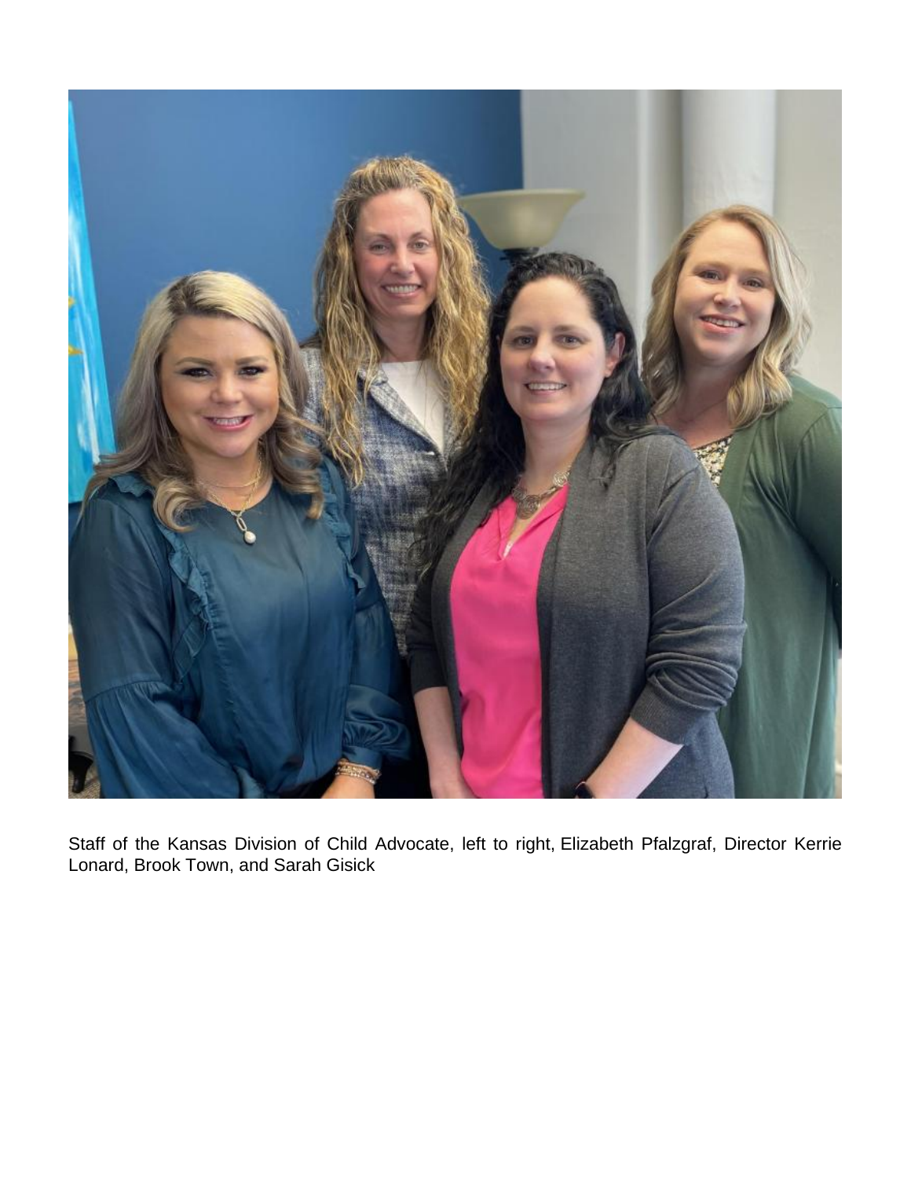Staff of the Kansas Division of Child Advocate, left to right, Elizabeth Pfalzgraf, Director Kerrie Lonard, Brook Town, and Sarah Gisick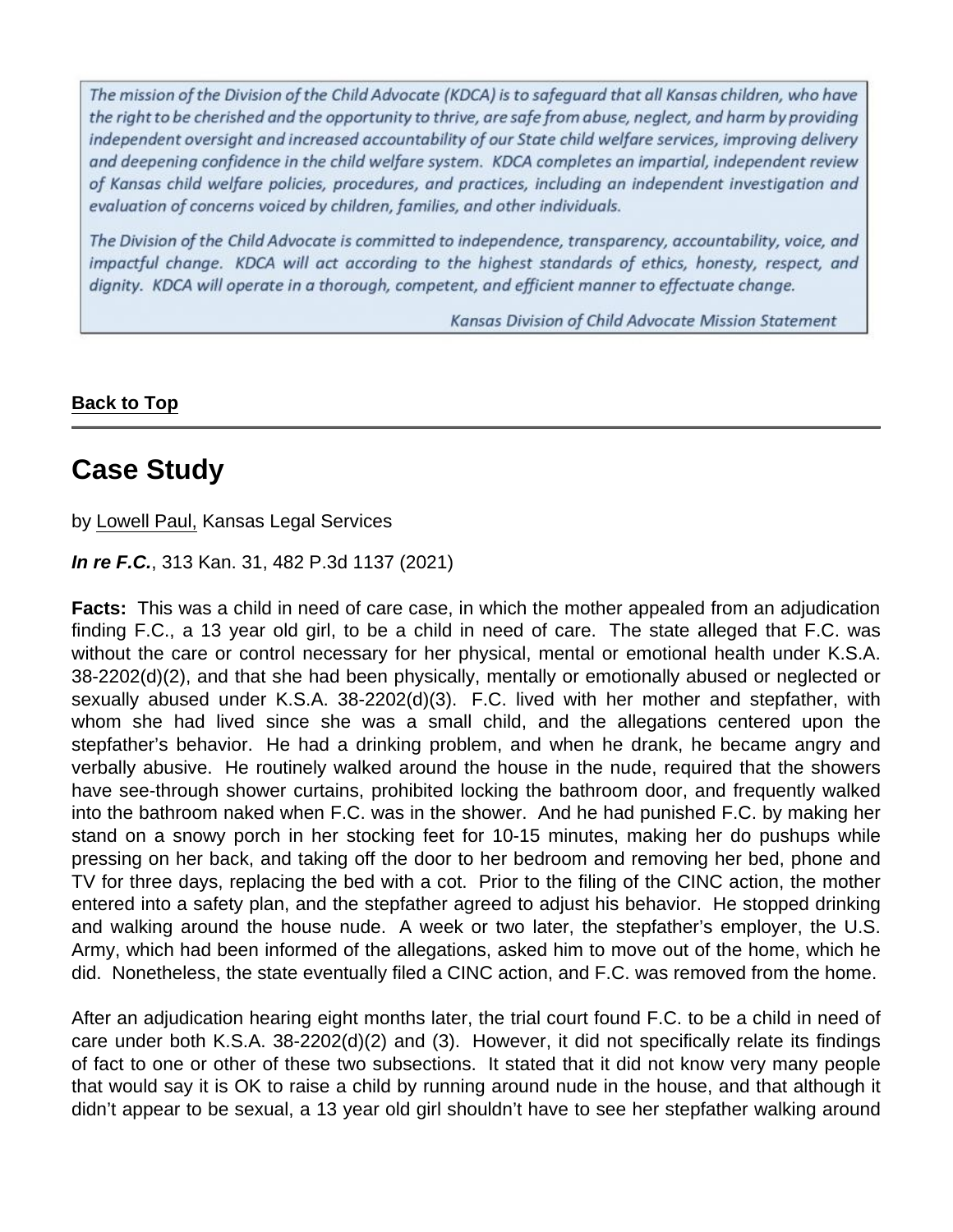> The mission of the Division of the Child Advocate (KDCA) is to safeguard that all Kansas children, who have the right to be cherished and the opportunity to thrive, are safe from abuse, neglect, and harm by providing independent oversight and increased accountability of our State child welfare services, improving delivery and deepening confidence in the child welfare system. KDCA completes an impartial, independent review of Kansas child welfare policies, procedures, and practices, including an independent investigation and evaluation of concerns voiced by children, families, and other individuals.
>
> The Division of the Child Advocate is committed to independence, transparency, accountability, voice, and impactful change. KDCA will act according to the highest standards of ethics, honesty, respect, and dignity. KDCA will operate in a thorough, competent, and efficient manner to effectuate change.
>
> Kansas Division of Child Advocate Mission Statement

**Back to Top**

---

## Case Study

by Lowell Paul, Kansas Legal Services

***In re F.C.***, 313 Kan. 31, 482 P.3d 1137 (2021)

**Facts:** This was a child in need of care case, in which the mother appealed from an adjudication finding F.C., a 13 year old girl, to be a child in need of care. The state alleged that F.C. was without the care or control necessary for her physical, mental or emotional health under K.S.A. 38-2202(d)(2), and that she had been physically, mentally or emotionally abused or neglected or sexually abused under K.S.A. 38-2202(d)(3). F.C. lived with her mother and stepfather, with whom she had lived since she was a small child, and the allegations centered upon the stepfather's behavior. He had a drinking problem, and when he drank, he became angry and verbally abusive. He routinely walked around the house in the nude, required that the showers have see-through shower curtains, prohibited locking the bathroom door, and frequently walked into the bathroom naked when F.C. was in the shower. And he had punished F.C. by making her stand on a snowy porch in her stocking feet for 10-15 minutes, making her do pushups while pressing on her back, and taking off the door to her bedroom and removing her bed, phone and TV for three days, replacing the bed with a cot. Prior to the filing of the CINC action, the mother entered into a safety plan, and the stepfather agreed to adjust his behavior. He stopped drinking and walking around the house nude. A week or two later, the stepfather's employer, the U.S. Army, which had been informed of the allegations, asked him to move out of the home, which he did. Nonetheless, the state eventually filed a CINC action, and F.C. was removed from the home.

After an adjudication hearing eight months later, the trial court found F.C. to be a child in need of care under both K.S.A. 38-2202(d)(2) and (3). However, it did not specifically relate its findings of fact to one or other of these two subsections. It stated that it did not know very many people that would say it is OK to raise a child by running around nude in the house, and that although it didn't appear to be sexual, a 13 year old girl shouldn't have to see her stepfather walking around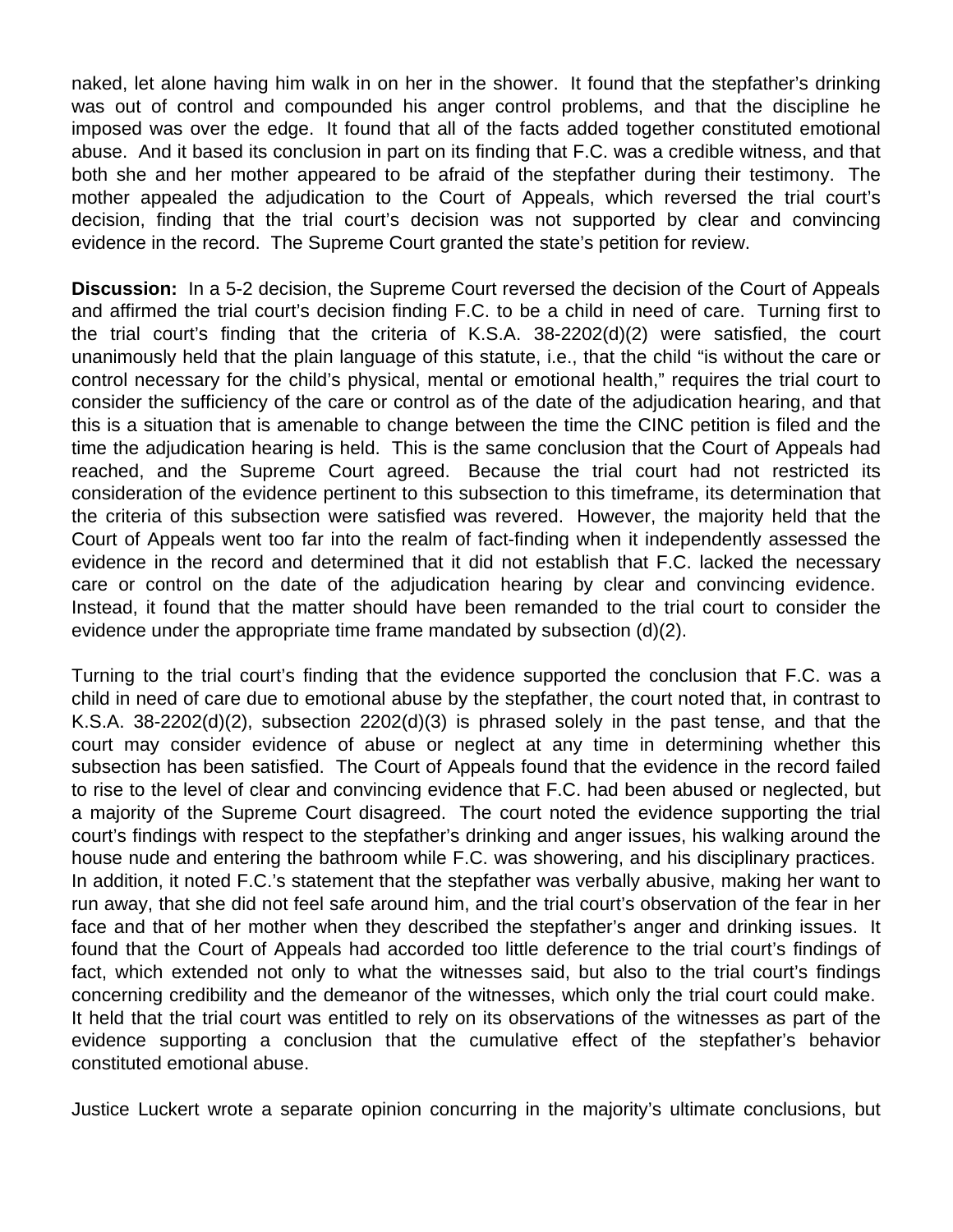naked, let alone having him walk in on her in the shower. It found that the stepfather's drinking was out of control and compounded his anger control problems, and that the discipline he imposed was over the edge. It found that all of the facts added together constituted emotional abuse. And it based its conclusion in part on its finding that F.C. was a credible witness, and that both she and her mother appeared to be afraid of the stepfather during their testimony. The mother appealed the adjudication to the Court of Appeals, which reversed the trial court's decision, finding that the trial court's decision was not supported by clear and convincing evidence in the record. The Supreme Court granted the state's petition for review.

**Discussion:** In a 5-2 decision, the Supreme Court reversed the decision of the Court of Appeals and affirmed the trial court's decision finding F.C. to be a child in need of care. Turning first to the trial court's finding that the criteria of K.S.A. 38-2202(d)(2) were satisfied, the court unanimously held that the plain language of this statute, i.e., that the child "is without the care or control necessary for the child's physical, mental or emotional health," requires the trial court to consider the sufficiency of the care or control as of the date of the adjudication hearing, and that this is a situation that is amenable to change between the time the CINC petition is filed and the time the adjudication hearing is held. This is the same conclusion that the Court of Appeals had reached, and the Supreme Court agreed. Because the trial court had not restricted its consideration of the evidence pertinent to this subsection to this timeframe, its determination that the criteria of this subsection were satisfied was revered. However, the majority held that the Court of Appeals went too far into the realm of fact-finding when it independently assessed the evidence in the record and determined that it did not establish that F.C. lacked the necessary care or control on the date of the adjudication hearing by clear and convincing evidence. Instead, it found that the matter should have been remanded to the trial court to consider the evidence under the appropriate time frame mandated by subsection (d)(2).

Turning to the trial court's finding that the evidence supported the conclusion that F.C. was a child in need of care due to emotional abuse by the stepfather, the court noted that, in contrast to K.S.A. 38-2202(d)(2), subsection 2202(d)(3) is phrased solely in the past tense, and that the court may consider evidence of abuse or neglect at any time in determining whether this subsection has been satisfied. The Court of Appeals found that the evidence in the record failed to rise to the level of clear and convincing evidence that F.C. had been abused or neglected, but a majority of the Supreme Court disagreed. The court noted the evidence supporting the trial court's findings with respect to the stepfather's drinking and anger issues, his walking around the house nude and entering the bathroom while F.C. was showering, and his disciplinary practices. In addition, it noted F.C.'s statement that the stepfather was verbally abusive, making her want to run away, that she did not feel safe around him, and the trial court's observation of the fear in her face and that of her mother when they described the stepfather's anger and drinking issues. It found that the Court of Appeals had accorded too little deference to the trial court's findings of fact, which extended not only to what the witnesses said, but also to the trial court's findings concerning credibility and the demeanor of the witnesses, which only the trial court could make. It held that the trial court was entitled to rely on its observations of the witnesses as part of the evidence supporting a conclusion that the cumulative effect of the stepfather's behavior constituted emotional abuse.

Justice Luckert wrote a separate opinion concurring in the majority's ultimate conclusions, but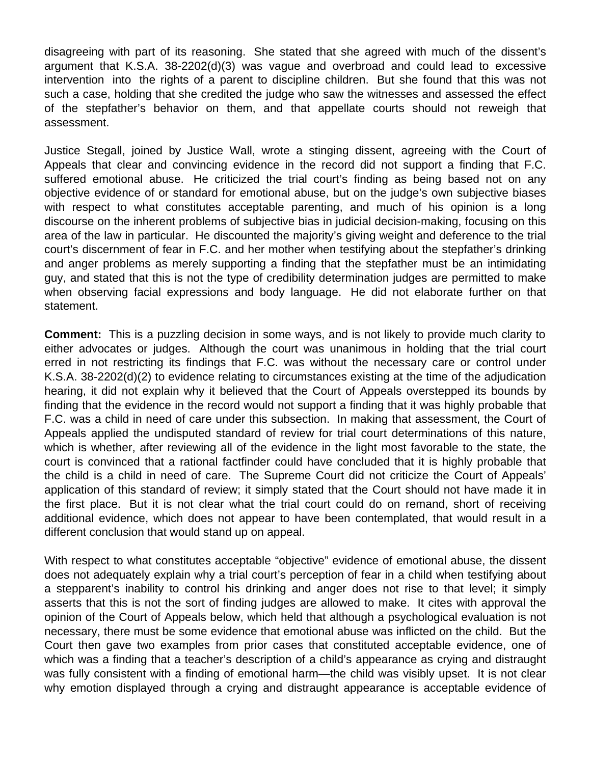disagreeing with part of its reasoning. She stated that she agreed with much of the dissent's argument that K.S.A. 38-2202(d)(3) was vague and overbroad and could lead to excessive intervention into the rights of a parent to discipline children. But she found that this was not such a case, holding that she credited the judge who saw the witnesses and assessed the effect of the stepfather's behavior on them, and that appellate courts should not reweigh that assessment.

Justice Stegall, joined by Justice Wall, wrote a stinging dissent, agreeing with the Court of Appeals that clear and convincing evidence in the record did not support a finding that F.C. suffered emotional abuse. He criticized the trial court's finding as being based not on any objective evidence of or standard for emotional abuse, but on the judge's own subjective biases with respect to what constitutes acceptable parenting, and much of his opinion is a long discourse on the inherent problems of subjective bias in judicial decision-making, focusing on this area of the law in particular. He discounted the majority's giving weight and deference to the trial court's discernment of fear in F.C. and her mother when testifying about the stepfather's drinking and anger problems as merely supporting a finding that the stepfather must be an intimidating guy, and stated that this is not the type of credibility determination judges are permitted to make when observing facial expressions and body language. He did not elaborate further on that statement.

**Comment:** This is a puzzling decision in some ways, and is not likely to provide much clarity to either advocates or judges. Although the court was unanimous in holding that the trial court erred in not restricting its findings that F.C. was without the necessary care or control under K.S.A. 38-2202(d)(2) to evidence relating to circumstances existing at the time of the adjudication hearing, it did not explain why it believed that the Court of Appeals overstepped its bounds by finding that the evidence in the record would not support a finding that it was highly probable that F.C. was a child in need of care under this subsection. In making that assessment, the Court of Appeals applied the undisputed standard of review for trial court determinations of this nature, which is whether, after reviewing all of the evidence in the light most favorable to the state, the court is convinced that a rational factfinder could have concluded that it is highly probable that the child is a child in need of care. The Supreme Court did not criticize the Court of Appeals' application of this standard of review; it simply stated that the Court should not have made it in the first place. But it is not clear what the trial court could do on remand, short of receiving additional evidence, which does not appear to have been contemplated, that would result in a different conclusion that would stand up on appeal.

With respect to what constitutes acceptable "objective" evidence of emotional abuse, the dissent does not adequately explain why a trial court's perception of fear in a child when testifying about a stepparent's inability to control his drinking and anger does not rise to that level; it simply asserts that this is not the sort of finding judges are allowed to make. It cites with approval the opinion of the Court of Appeals below, which held that although a psychological evaluation is not necessary, there must be some evidence that emotional abuse was inflicted on the child. But the Court then gave two examples from prior cases that constituted acceptable evidence, one of which was a finding that a teacher's description of a child's appearance as crying and distraught was fully consistent with a finding of emotional harm—the child was visibly upset. It is not clear why emotion displayed through a crying and distraught appearance is acceptable evidence of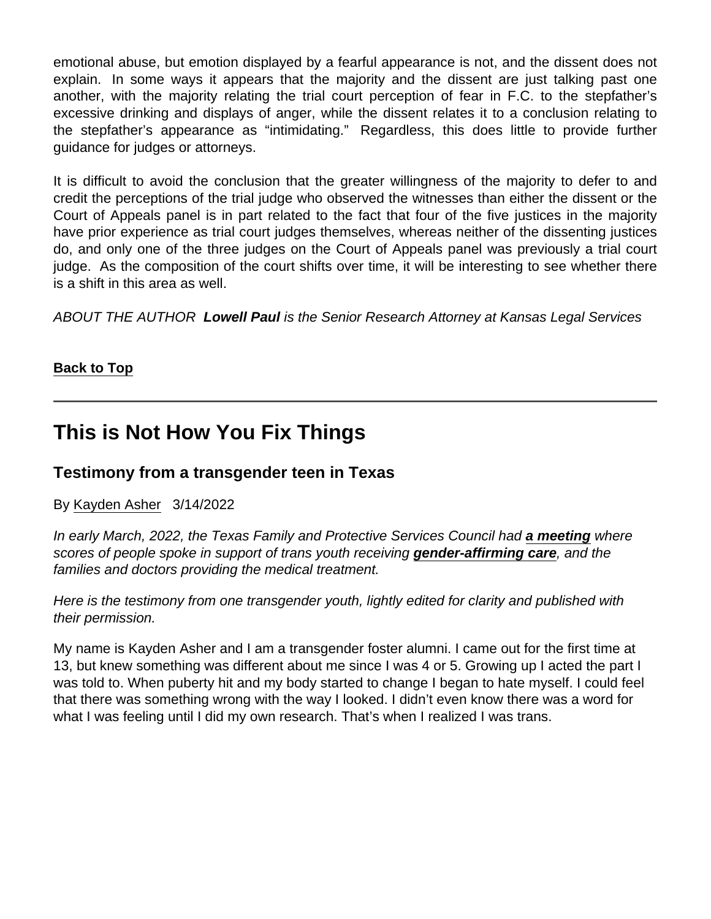emotional abuse, but emotion displayed by a fearful appearance is not, and the dissent does not explain. In some ways it appears that the majority and the dissent are just talking past one another, with the majority relating the trial court perception of fear in F.C. to the stepfather's excessive drinking and displays of anger, while the dissent relates it to a conclusion relating to the stepfather's appearance as "intimidating." Regardless, this does little to provide further guidance for judges or attorneys.

It is difficult to avoid the conclusion that the greater willingness of the majority to defer to and credit the perceptions of the trial judge who observed the witnesses than either the dissent or the Court of Appeals panel is in part related to the fact that four of the five justices in the majority have prior experience as trial court judges themselves, whereas neither of the dissenting justices do, and only one of the three judges on the Court of Appeals panel was previously a trial court judge. As the composition of the court shifts over time, it will be interesting to see whether there is a shift in this area as well.

*ABOUT THE AUTHOR* ***Lowell Paul*** *is the Senior Research Attorney at Kansas Legal Services*

Back to Top

---

## This is Not How You Fix Things

### Testimony from a transgender teen in Texas

By Kayden Asher 3/14/2022

*In early March, 2022, the Texas Family and Protective Services Council had* ***a meeting*** *where scores of people spoke in support of trans youth receiving* ***gender-affirming care****, and the families and doctors providing the medical treatment.*

*Here is the testimony from one transgender youth, lightly edited for clarity and published with their permission.*

My name is Kayden Asher and I am a transgender foster alumni. I came out for the first time at 13, but knew something was different about me since I was 4 or 5. Growing up I acted the part I was told to. When puberty hit and my body started to change I began to hate myself. I could feel that there was something wrong with the way I looked. I didn't even know there was a word for what I was feeling until I did my own research. That's when I realized I was trans.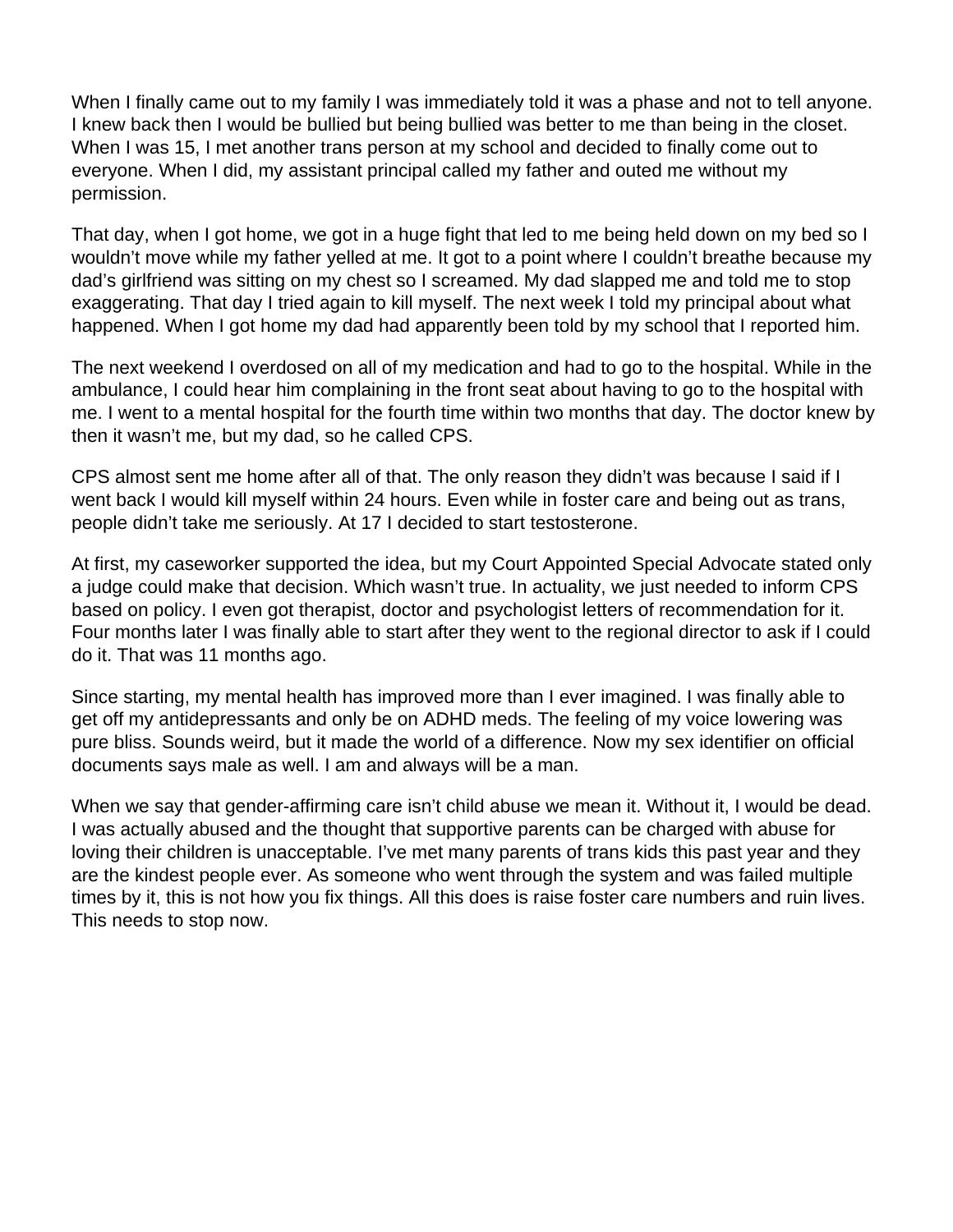When I finally came out to my family I was immediately told it was a phase and not to tell anyone. I knew back then I would be bullied but being bullied was better to me than being in the closet. When I was 15, I met another trans person at my school and decided to finally come out to everyone. When I did, my assistant principal called my father and outed me without my permission.

That day, when I got home, we got in a huge fight that led to me being held down on my bed so I wouldn't move while my father yelled at me. It got to a point where I couldn't breathe because my dad's girlfriend was sitting on my chest so I screamed. My dad slapped me and told me to stop exaggerating. That day I tried again to kill myself. The next week I told my principal about what happened. When I got home my dad had apparently been told by my school that I reported him.

The next weekend I overdosed on all of my medication and had to go to the hospital. While in the ambulance, I could hear him complaining in the front seat about having to go to the hospital with me. I went to a mental hospital for the fourth time within two months that day. The doctor knew by then it wasn't me, but my dad, so he called CPS.

CPS almost sent me home after all of that. The only reason they didn't was because I said if I went back I would kill myself within 24 hours. Even while in foster care and being out as trans, people didn't take me seriously. At 17 I decided to start testosterone.

At first, my caseworker supported the idea, but my Court Appointed Special Advocate stated only a judge could make that decision. Which wasn't true. In actuality, we just needed to inform CPS based on policy. I even got therapist, doctor and psychologist letters of recommendation for it. Four months later I was finally able to start after they went to the regional director to ask if I could do it. That was 11 months ago.

Since starting, my mental health has improved more than I ever imagined. I was finally able to get off my antidepressants and only be on ADHD meds. The feeling of my voice lowering was pure bliss. Sounds weird, but it made the world of a difference. Now my sex identifier on official documents says male as well. I am and always will be a man.

When we say that gender-affirming care isn't child abuse we mean it. Without it, I would be dead. I was actually abused and the thought that supportive parents can be charged with abuse for loving their children is unacceptable. I've met many parents of trans kids this past year and they are the kindest people ever. As someone who went through the system and was failed multiple times by it, this is not how you fix things. All this does is raise foster care numbers and ruin lives. This needs to stop now.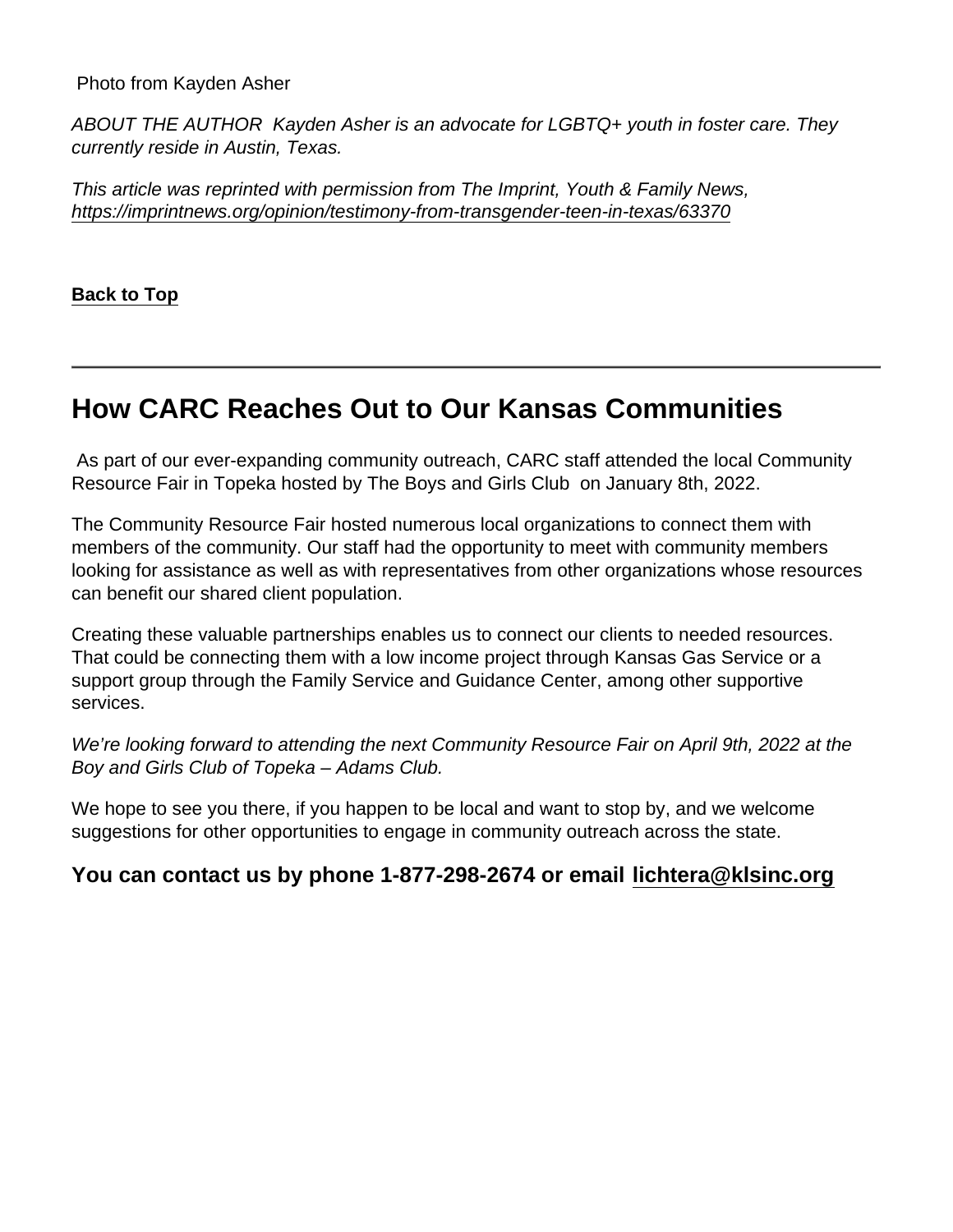Photo from Kayden Asher

*ABOUT THE AUTHOR Kayden Asher is an advocate for LGBTQ+ youth in foster care. They currently reside in Austin, Texas.*

*This article was reprinted with permission from The Imprint, Youth & Family News, [https://imprintnews.org/opinion/testimony-from-transgender-teen-in-texas/63370](https://imprintnews.org/opinion/testimony-from-transgender-teen-in-texas/63370)*

**Back to Top**

---

## How CARC Reaches Out to Our Kansas Communities

As part of our ever-expanding community outreach, CARC staff attended the local Community Resource Fair in Topeka hosted by The Boys and Girls Club on January 8th, 2022.

The Community Resource Fair hosted numerous local organizations to connect them with members of the community. Our staff had the opportunity to meet with community members looking for assistance as well as with representatives from other organizations whose resources can benefit our shared client population.

Creating these valuable partnerships enables us to connect our clients to needed resources. That could be connecting them with a low income project through Kansas Gas Service or a support group through the Family Service and Guidance Center, among other supportive services.

*We're looking forward to attending the next Community Resource Fair on April 9th, 2022 at the Boy and Girls Club of Topeka – Adams Club.*

We hope to see you there, if you happen to be local and want to stop by, and we welcome suggestions for other opportunities to engage in community outreach across the state.

### You can contact us by phone 1-877-298-2674 or email lichtera@klsinc.org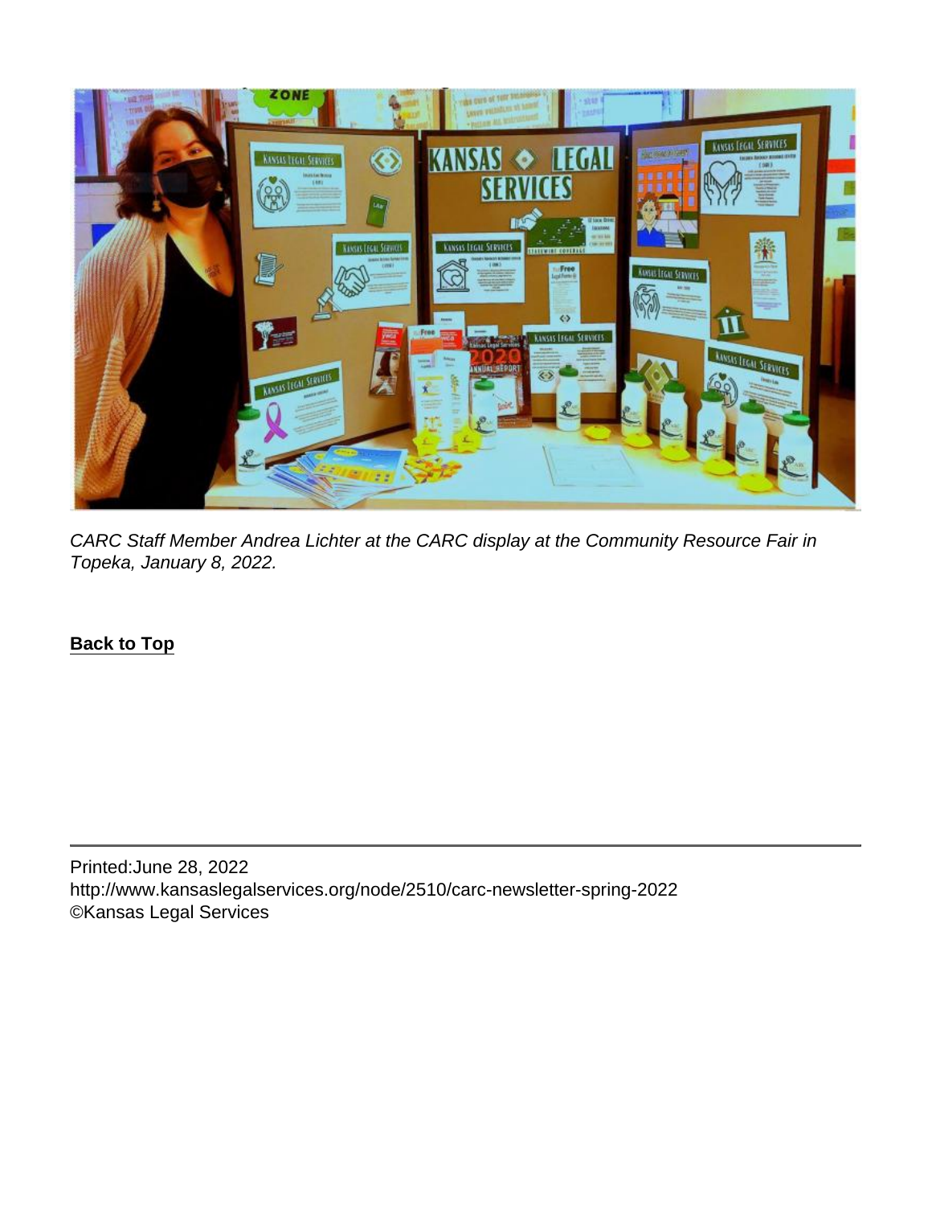*CARC Staff Member Andrea Lichter at the CARC display at the Community Resource Fair in Topeka, January 8, 2022.*

**Back to Top**

Printed:June 28, 2022
http://www.kansaslegalservices.org/node/2510/carc-newsletter-spring-2022
©Kansas Legal Services